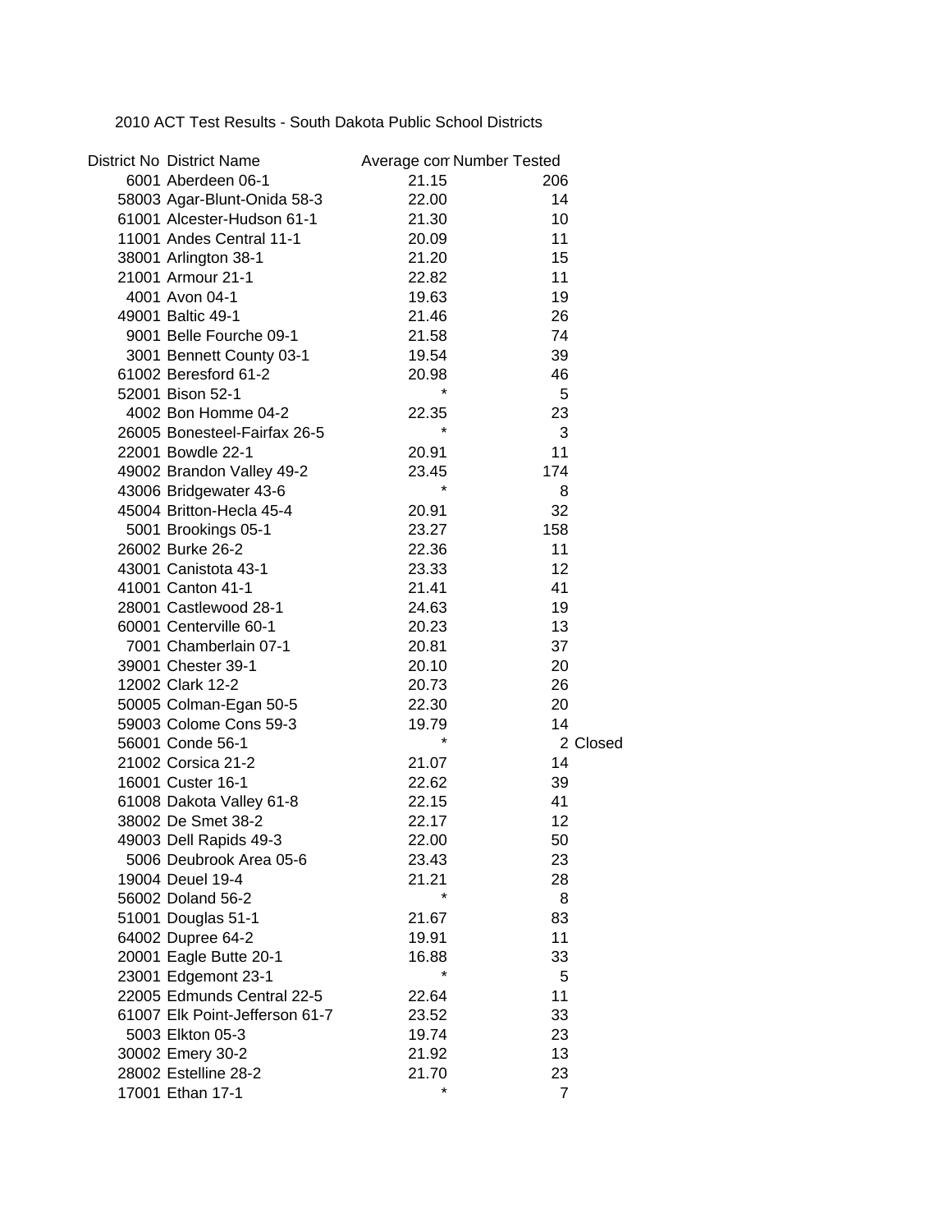# 2010 ACT Test Results - South Dakota Public School Districts

| District No | District Name | Average com | Number Tested | |
|---|---|---|---|---|
| 6001 | Aberdeen 06-1 | 21.15 | 206 | |
| 58003 | Agar-Blunt-Onida 58-3 | 22.00 | 14 | |
| 61001 | Alcester-Hudson 61-1 | 21.30 | 10 | |
| 11001 | Andes Central 11-1 | 20.09 | 11 | |
| 38001 | Arlington 38-1 | 21.20 | 15 | |
| 21001 | Armour 21-1 | 22.82 | 11 | |
| 4001 | Avon 04-1 | 19.63 | 19 | |
| 49001 | Baltic 49-1 | 21.46 | 26 | |
| 9001 | Belle Fourche 09-1 | 21.58 | 74 | |
| 3001 | Bennett County 03-1 | 19.54 | 39 | |
| 61002 | Beresford 61-2 | 20.98 | 46 | |
| 52001 | Bison 52-1 | * | 5 | |
| 4002 | Bon Homme 04-2 | 22.35 | 23 | |
| 26005 | Bonesteel-Fairfax 26-5 | * | 3 | |
| 22001 | Bowdle 22-1 | 20.91 | 11 | |
| 49002 | Brandon Valley 49-2 | 23.45 | 174 | |
| 43006 | Bridgewater 43-6 | * | 8 | |
| 45004 | Britton-Hecla 45-4 | 20.91 | 32 | |
| 5001 | Brookings 05-1 | 23.27 | 158 | |
| 26002 | Burke 26-2 | 22.36 | 11 | |
| 43001 | Canistota 43-1 | 23.33 | 12 | |
| 41001 | Canton 41-1 | 21.41 | 41 | |
| 28001 | Castlewood 28-1 | 24.63 | 19 | |
| 60001 | Centerville 60-1 | 20.23 | 13 | |
| 7001 | Chamberlain 07-1 | 20.81 | 37 | |
| 39001 | Chester 39-1 | 20.10 | 20 | |
| 12002 | Clark 12-2 | 20.73 | 26 | |
| 50005 | Colman-Egan 50-5 | 22.30 | 20 | |
| 59003 | Colome Cons 59-3 | 19.79 | 14 | |
| 56001 | Conde 56-1 | * | 2 | Closed |
| 21002 | Corsica 21-2 | 21.07 | 14 | |
| 16001 | Custer 16-1 | 22.62 | 39 | |
| 61008 | Dakota Valley 61-8 | 22.15 | 41 | |
| 38002 | De Smet 38-2 | 22.17 | 12 | |
| 49003 | Dell Rapids 49-3 | 22.00 | 50 | |
| 5006 | Deubrook Area 05-6 | 23.43 | 23 | |
| 19004 | Deuel 19-4 | 21.21 | 28 | |
| 56002 | Doland 56-2 | * | 8 | |
| 51001 | Douglas 51-1 | 21.67 | 83 | |
| 64002 | Dupree 64-2 | 19.91 | 11 | |
| 20001 | Eagle Butte 20-1 | 16.88 | 33 | |
| 23001 | Edgemont 23-1 | * | 5 | |
| 22005 | Edmunds Central 22-5 | 22.64 | 11 | |
| 61007 | Elk Point-Jefferson 61-7 | 23.52 | 33 | |
| 5003 | Elkton 05-3 | 19.74 | 23 | |
| 30002 | Emery 30-2 | 21.92 | 13 | |
| 28002 | Estelline 28-2 | 21.70 | 23 | |
| 17001 | Ethan 17-1 | * | 7 | |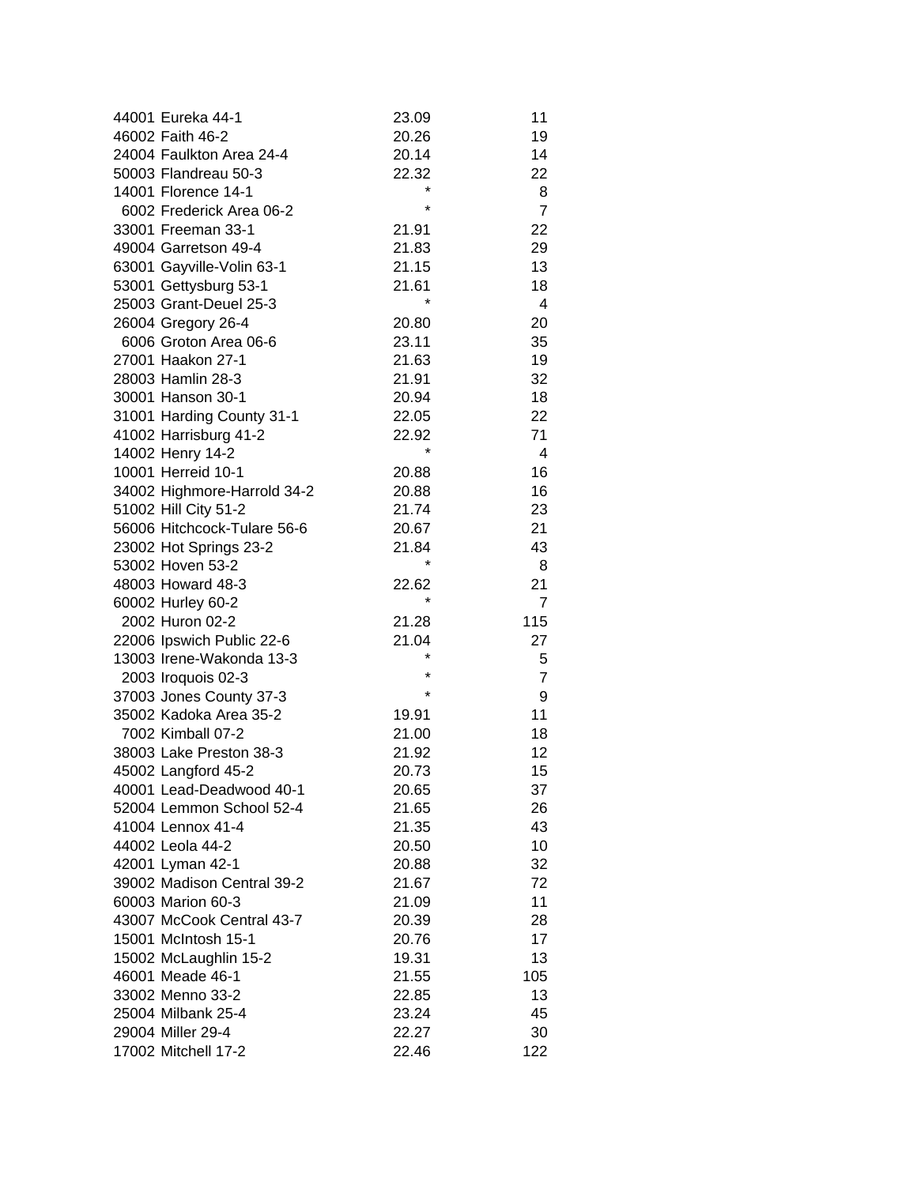| | | |
|---|---|---|
| 44001 Eureka 44-1 | 23.09 | 11 |
| 46002 Faith 46-2 | 20.26 | 19 |
| 24004 Faulkton Area 24-4 | 20.14 | 14 |
| 50003 Flandreau 50-3 | 22.32 | 22 |
| 14001 Florence 14-1 | * | 8 |
| 6002 Frederick Area 06-2 | * | 7 |
| 33001 Freeman 33-1 | 21.91 | 22 |
| 49004 Garretson 49-4 | 21.83 | 29 |
| 63001 Gayville-Volin 63-1 | 21.15 | 13 |
| 53001 Gettysburg 53-1 | 21.61 | 18 |
| 25003 Grant-Deuel 25-3 | * | 4 |
| 26004 Gregory 26-4 | 20.80 | 20 |
| 6006 Groton Area 06-6 | 23.11 | 35 |
| 27001 Haakon 27-1 | 21.63 | 19 |
| 28003 Hamlin 28-3 | 21.91 | 32 |
| 30001 Hanson 30-1 | 20.94 | 18 |
| 31001 Harding County 31-1 | 22.05 | 22 |
| 41002 Harrisburg 41-2 | 22.92 | 71 |
| 14002 Henry 14-2 | * | 4 |
| 10001 Herreid 10-1 | 20.88 | 16 |
| 34002 Highmore-Harrold 34-2 | 20.88 | 16 |
| 51002 Hill City 51-2 | 21.74 | 23 |
| 56006 Hitchcock-Tulare 56-6 | 20.67 | 21 |
| 23002 Hot Springs 23-2 | 21.84 | 43 |
| 53002 Hoven 53-2 | * | 8 |
| 48003 Howard 48-3 | 22.62 | 21 |
| 60002 Hurley 60-2 | * | 7 |
| 2002 Huron 02-2 | 21.28 | 115 |
| 22006 Ipswich Public 22-6 | 21.04 | 27 |
| 13003 Irene-Wakonda 13-3 | * | 5 |
| 2003 Iroquois 02-3 | * | 7 |
| 37003 Jones County 37-3 | * | 9 |
| 35002 Kadoka Area 35-2 | 19.91 | 11 |
| 7002 Kimball 07-2 | 21.00 | 18 |
| 38003 Lake Preston 38-3 | 21.92 | 12 |
| 45002 Langford 45-2 | 20.73 | 15 |
| 40001 Lead-Deadwood 40-1 | 20.65 | 37 |
| 52004 Lemmon School 52-4 | 21.65 | 26 |
| 41004 Lennox 41-4 | 21.35 | 43 |
| 44002 Leola 44-2 | 20.50 | 10 |
| 42001 Lyman 42-1 | 20.88 | 32 |
| 39002 Madison Central 39-2 | 21.67 | 72 |
| 60003 Marion 60-3 | 21.09 | 11 |
| 43007 McCook Central 43-7 | 20.39 | 28 |
| 15001 McIntosh 15-1 | 20.76 | 17 |
| 15002 McLaughlin 15-2 | 19.31 | 13 |
| 46001 Meade 46-1 | 21.55 | 105 |
| 33002 Menno 33-2 | 22.85 | 13 |
| 25004 Milbank 25-4 | 23.24 | 45 |
| 29004 Miller 29-4 | 22.27 | 30 |
| 17002 Mitchell 17-2 | 22.46 | 122 |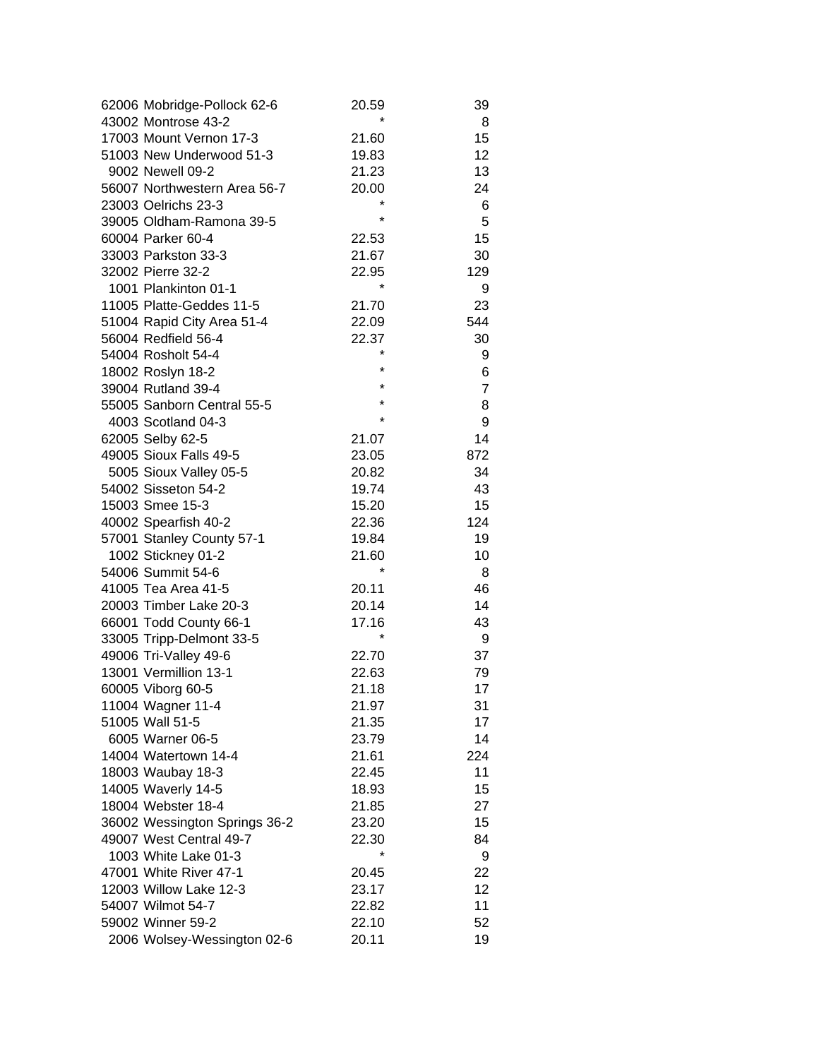| | | |
|---|---|---|
| 62006 Mobridge-Pollock 62-6 | 20.59 | 39 |
| 43002 Montrose 43-2 | * | 8 |
| 17003 Mount Vernon 17-3 | 21.60 | 15 |
| 51003 New Underwood 51-3 | 19.83 | 12 |
| 9002 Newell 09-2 | 21.23 | 13 |
| 56007 Northwestern Area 56-7 | 20.00 | 24 |
| 23003 Oelrichs 23-3 | * | 6 |
| 39005 Oldham-Ramona 39-5 | * | 5 |
| 60004 Parker 60-4 | 22.53 | 15 |
| 33003 Parkston 33-3 | 21.67 | 30 |
| 32002 Pierre 32-2 | 22.95 | 129 |
| 1001 Plankinton 01-1 | * | 9 |
| 11005 Platte-Geddes 11-5 | 21.70 | 23 |
| 51004 Rapid City Area 51-4 | 22.09 | 544 |
| 56004 Redfield 56-4 | 22.37 | 30 |
| 54004 Rosholt 54-4 | * | 9 |
| 18002 Roslyn 18-2 | * | 6 |
| 39004 Rutland 39-4 | * | 7 |
| 55005 Sanborn Central 55-5 | * | 8 |
| 4003 Scotland 04-3 | * | 9 |
| 62005 Selby 62-5 | 21.07 | 14 |
| 49005 Sioux Falls 49-5 | 23.05 | 872 |
| 5005 Sioux Valley 05-5 | 20.82 | 34 |
| 54002 Sisseton 54-2 | 19.74 | 43 |
| 15003 Smee 15-3 | 15.20 | 15 |
| 40002 Spearfish 40-2 | 22.36 | 124 |
| 57001 Stanley County 57-1 | 19.84 | 19 |
| 1002 Stickney 01-2 | 21.60 | 10 |
| 54006 Summit 54-6 | * | 8 |
| 41005 Tea Area 41-5 | 20.11 | 46 |
| 20003 Timber Lake 20-3 | 20.14 | 14 |
| 66001 Todd County 66-1 | 17.16 | 43 |
| 33005 Tripp-Delmont 33-5 | * | 9 |
| 49006 Tri-Valley 49-6 | 22.70 | 37 |
| 13001 Vermillion 13-1 | 22.63 | 79 |
| 60005 Viborg 60-5 | 21.18 | 17 |
| 11004 Wagner 11-4 | 21.97 | 31 |
| 51005 Wall 51-5 | 21.35 | 17 |
| 6005 Warner 06-5 | 23.79 | 14 |
| 14004 Watertown 14-4 | 21.61 | 224 |
| 18003 Waubay 18-3 | 22.45 | 11 |
| 14005 Waverly 14-5 | 18.93 | 15 |
| 18004 Webster 18-4 | 21.85 | 27 |
| 36002 Wessington Springs 36-2 | 23.20 | 15 |
| 49007 West Central 49-7 | 22.30 | 84 |
| 1003 White Lake 01-3 | * | 9 |
| 47001 White River 47-1 | 20.45 | 22 |
| 12003 Willow Lake 12-3 | 23.17 | 12 |
| 54007 Wilmot 54-7 | 22.82 | 11 |
| 59002 Winner 59-2 | 22.10 | 52 |
| 2006 Wolsey-Wessington 02-6 | 20.11 | 19 |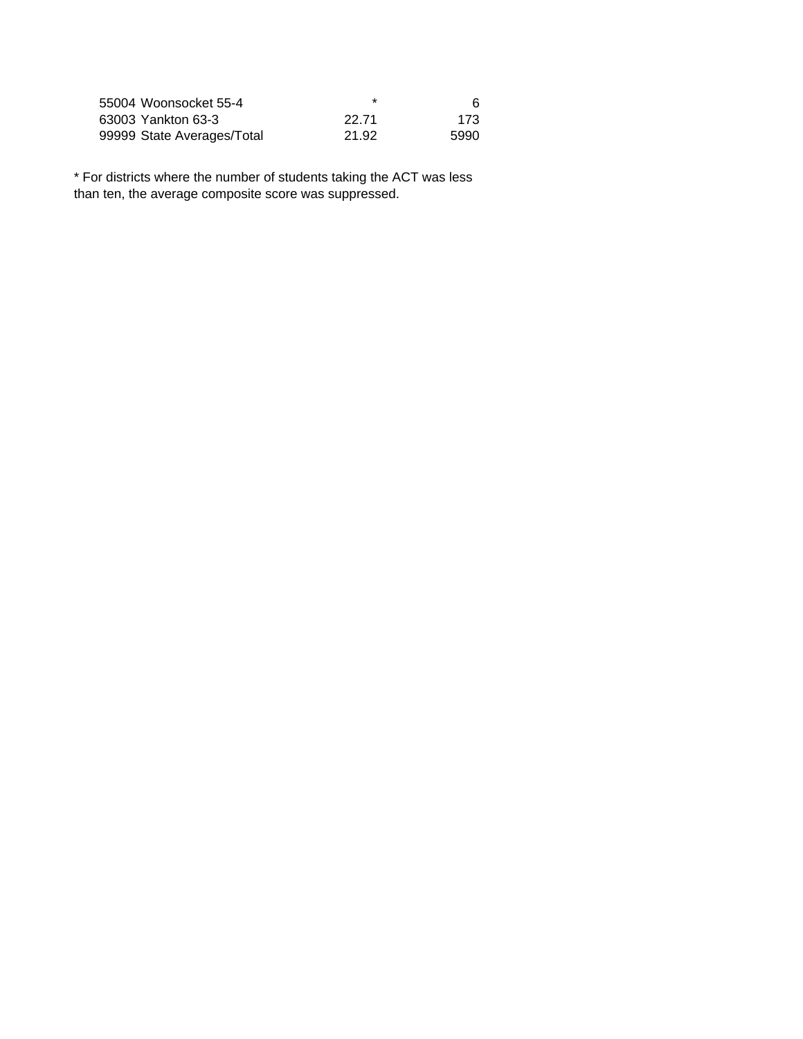| | | | |
|---|---|---|---|
| 55004 | Woonsocket 55-4 | * | 6 |
| 63003 | Yankton 63-3 | 22.71 | 173 |
| 99999 | State Averages/Total | 21.92 | 5990 |

* For districts where the number of students taking the ACT was less than ten, the average composite score was suppressed.